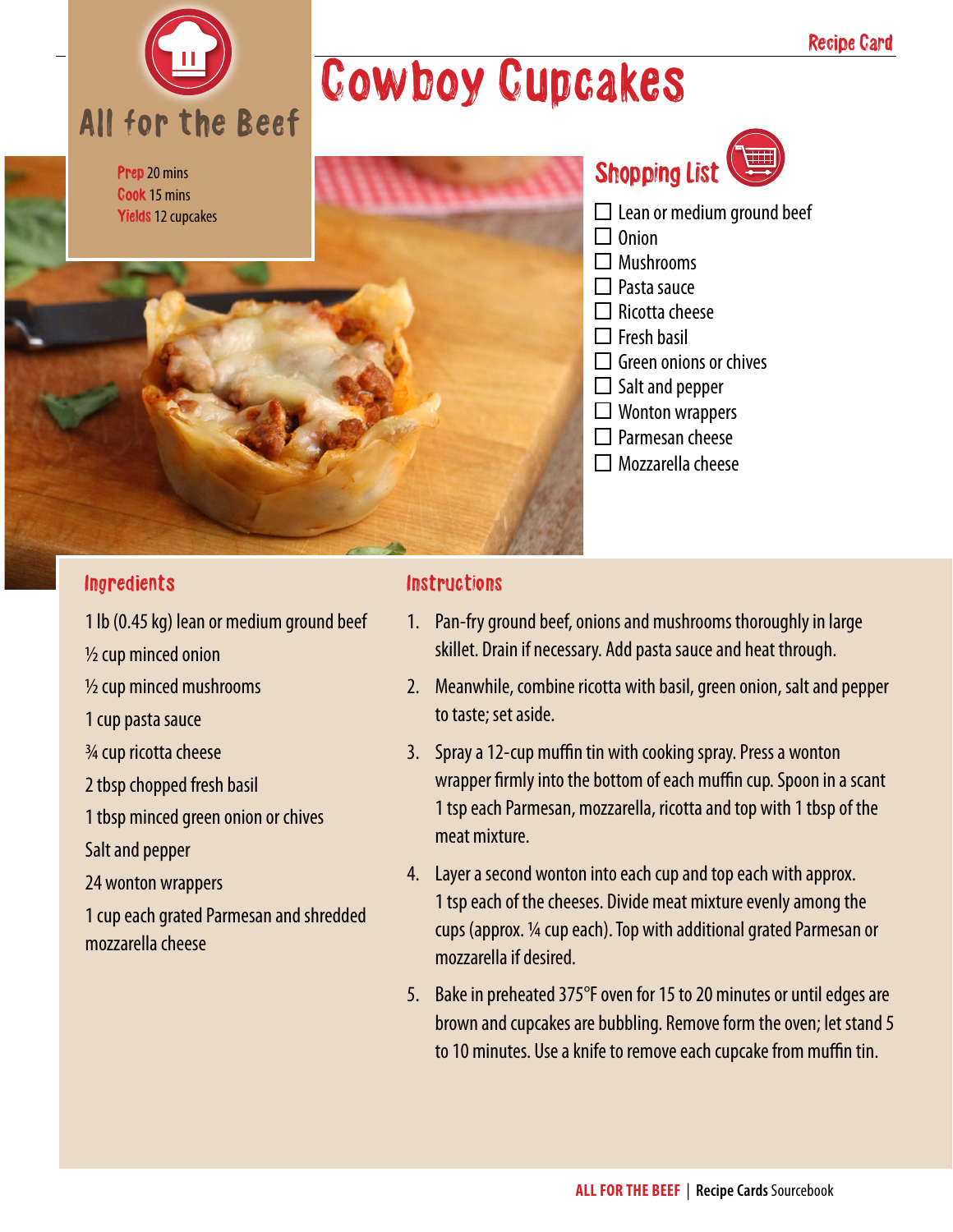Recipe Card

# Cowboy Cupcakes

All for the Beef

**Prep** 20 mins
**Cook** 15 mins
**Yields** 12 cupcakes

## Shopping List

- ☐ Lean or medium ground beef
- ☐ Onion
- ☐ Mushrooms
- ☐ Pasta sauce
- ☐ Ricotta cheese
- ☐ Fresh basil
- ☐ Green onions or chives
- ☐ Salt and pepper
- ☐ Wonton wrappers
- ☐ Parmesan cheese
- ☐ Mozzarella cheese

## Ingredients

1 lb (0.45 kg) lean or medium ground beef

½ cup minced onion

½ cup minced mushrooms

1 cup pasta sauce

¾ cup ricotta cheese

2 tbsp chopped fresh basil

1 tbsp minced green onion or chives

Salt and pepper

24 wonton wrappers

1 cup each grated Parmesan and shredded mozzarella cheese

## Instructions

1. Pan-fry ground beef, onions and mushrooms thoroughly in large skillet. Drain if necessary. Add pasta sauce and heat through.
2. Meanwhile, combine ricotta with basil, green onion, salt and pepper to taste; set aside.
3. Spray a 12-cup muffin tin with cooking spray. Press a wonton wrapper firmly into the bottom of each muffin cup. Spoon in a scant 1 tsp each Parmesan, mozzarella, ricotta and top with 1 tbsp of the meat mixture.
4. Layer a second wonton into each cup and top each with approx. 1 tsp each of the cheeses. Divide meat mixture evenly among the cups (approx. ¼ cup each). Top with additional grated Parmesan or mozzarella if desired.
5. Bake in preheated 375°F oven for 15 to 20 minutes or until edges are brown and cupcakes are bubbling. Remove form the oven; let stand 5 to 10 minutes. Use a knife to remove each cupcake from muffin tin.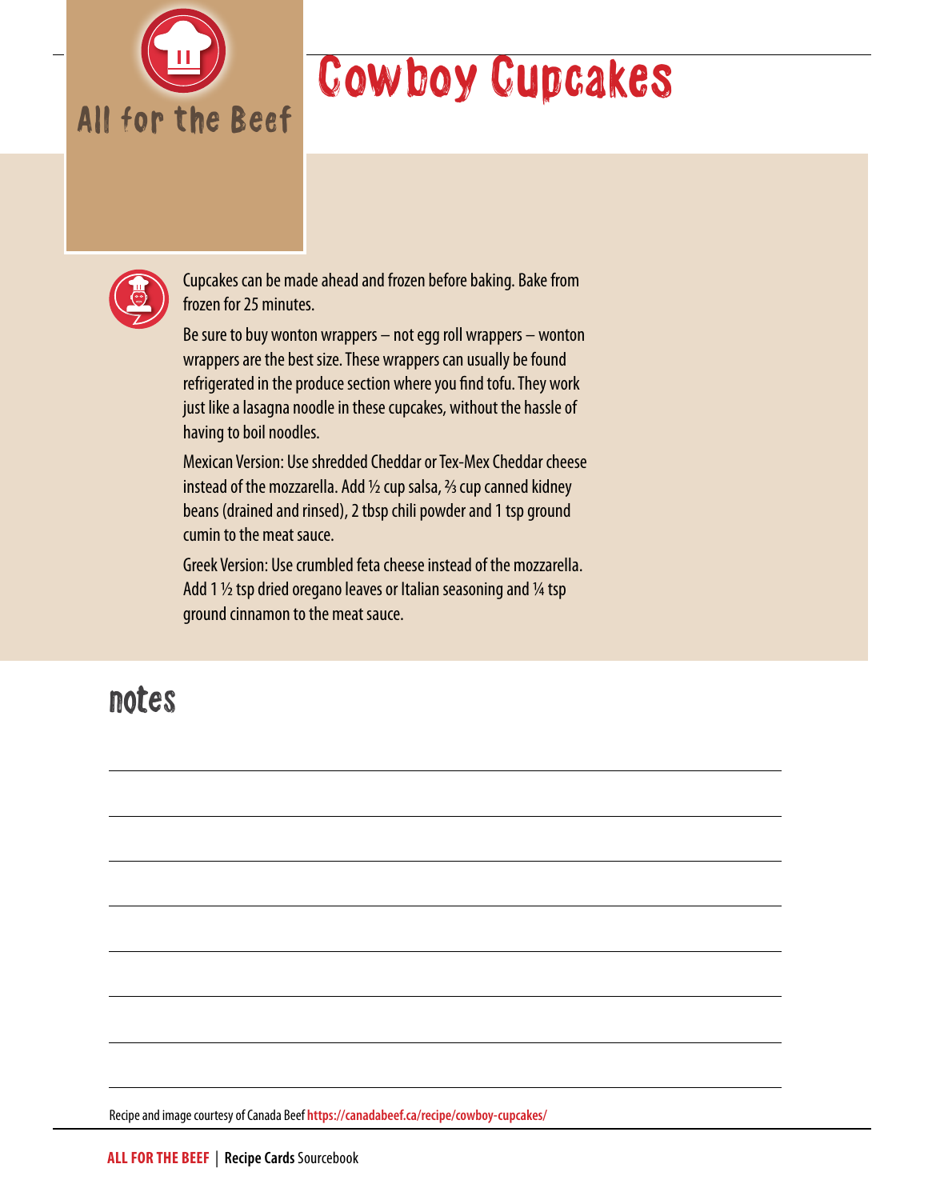All for the Beef

# Cowboy Cupcakes

Cupcakes can be made ahead and frozen before baking. Bake from frozen for 25 minutes.

Be sure to buy wonton wrappers – not egg roll wrappers – wonton wrappers are the best size. These wrappers can usually be found refrigerated in the produce section where you find tofu. They work just like a lasagna noodle in these cupcakes, without the hassle of having to boil noodles.

Mexican Version: Use shredded Cheddar or Tex-Mex Cheddar cheese instead of the mozzarella. Add ½ cup salsa, ⅔ cup canned kidney beans (drained and rinsed), 2 tbsp chili powder and 1 tsp ground cumin to the meat sauce.

Greek Version: Use crumbled feta cheese instead of the mozzarella. Add 1 ½ tsp dried oregano leaves or Italian seasoning and ¼ tsp ground cinnamon to the meat sauce.

## notes

Recipe and image courtesy of Canada Beef https://canadabeef.ca/recipe/cowboy-cupcakes/